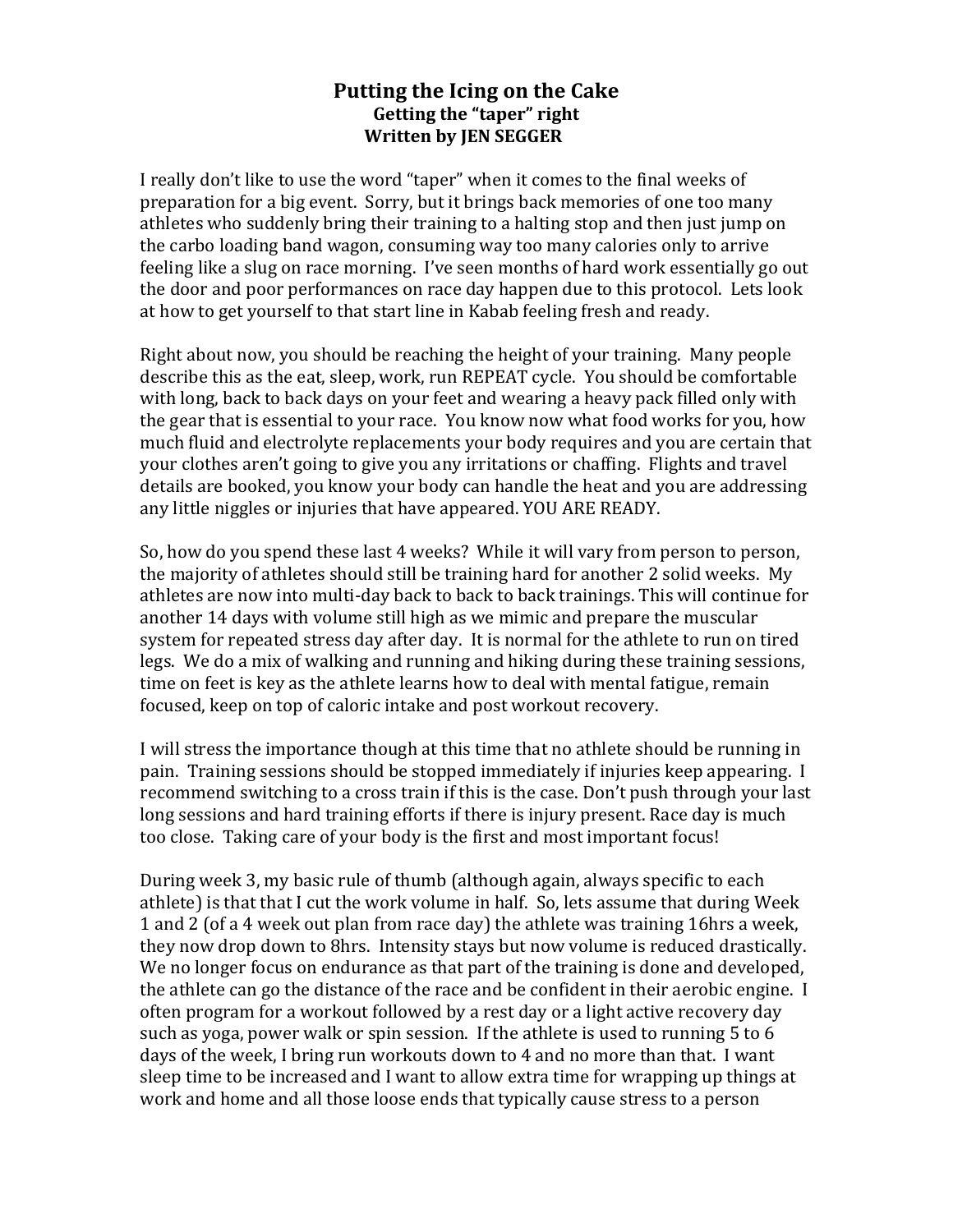# Putting the Icing on the Cake

## Getting the "taper" right

### Written by JEN SEGGER

I really don't like to use the word "taper" when it comes to the final weeks of preparation for a big event. Sorry, but it brings back memories of one too many athletes who suddenly bring their training to a halting stop and then just jump on the carbo loading band wagon, consuming way too many calories only to arrive feeling like a slug on race morning. I've seen months of hard work essentially go out the door and poor performances on race day happen due to this protocol. Lets look at how to get yourself to that start line in Kabab feeling fresh and ready.

Right about now, you should be reaching the height of your training. Many people describe this as the eat, sleep, work, run REPEAT cycle. You should be comfortable with long, back to back days on your feet and wearing a heavy pack filled only with the gear that is essential to your race. You know now what food works for you, how much fluid and electrolyte replacements your body requires and you are certain that your clothes aren't going to give you any irritations or chaffing. Flights and travel details are booked, you know your body can handle the heat and you are addressing any little niggles or injuries that have appeared. YOU ARE READY.

So, how do you spend these last 4 weeks? While it will vary from person to person, the majority of athletes should still be training hard for another 2 solid weeks. My athletes are now into multi-day back to back to back trainings. This will continue for another 14 days with volume still high as we mimic and prepare the muscular system for repeated stress day after day. It is normal for the athlete to run on tired legs. We do a mix of walking and running and hiking during these training sessions, time on feet is key as the athlete learns how to deal with mental fatigue, remain focused, keep on top of caloric intake and post workout recovery.

I will stress the importance though at this time that no athlete should be running in pain. Training sessions should be stopped immediately if injuries keep appearing. I recommend switching to a cross train if this is the case. Don't push through your last long sessions and hard training efforts if there is injury present. Race day is much too close. Taking care of your body is the first and most important focus!

During week 3, my basic rule of thumb (although again, always specific to each athlete) is that that I cut the work volume in half. So, lets assume that during Week 1 and 2 (of a 4 week out plan from race day) the athlete was training 16hrs a week, they now drop down to 8hrs. Intensity stays but now volume is reduced drastically. We no longer focus on endurance as that part of the training is done and developed, the athlete can go the distance of the race and be confident in their aerobic engine. I often program for a workout followed by a rest day or a light active recovery day such as yoga, power walk or spin session. If the athlete is used to running 5 to 6 days of the week, I bring run workouts down to 4 and no more than that. I want sleep time to be increased and I want to allow extra time for wrapping up things at work and home and all those loose ends that typically cause stress to a person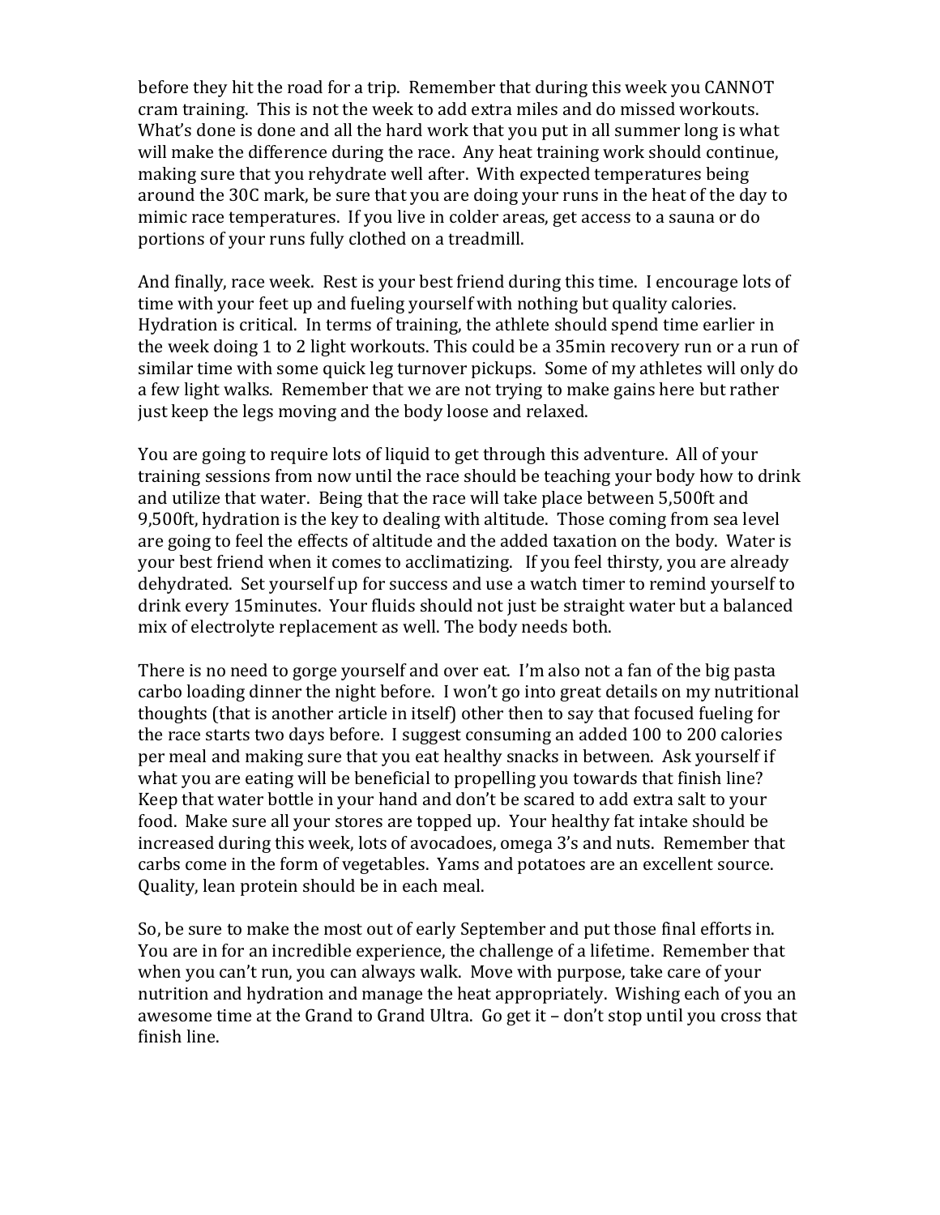before they hit the road for a trip. Remember that during this week you CANNOT cram training. This is not the week to add extra miles and do missed workouts. What's done is done and all the hard work that you put in all summer long is what will make the difference during the race. Any heat training work should continue, making sure that you rehydrate well after. With expected temperatures being around the 30C mark, be sure that you are doing your runs in the heat of the day to mimic race temperatures. If you live in colder areas, get access to a sauna or do portions of your runs fully clothed on a treadmill.

And finally, race week. Rest is your best friend during this time. I encourage lots of time with your feet up and fueling yourself with nothing but quality calories. Hydration is critical. In terms of training, the athlete should spend time earlier in the week doing 1 to 2 light workouts. This could be a 35min recovery run or a run of similar time with some quick leg turnover pickups. Some of my athletes will only do a few light walks. Remember that we are not trying to make gains here but rather just keep the legs moving and the body loose and relaxed.

You are going to require lots of liquid to get through this adventure. All of your training sessions from now until the race should be teaching your body how to drink and utilize that water. Being that the race will take place between 5,500ft and 9,500ft, hydration is the key to dealing with altitude. Those coming from sea level are going to feel the effects of altitude and the added taxation on the body. Water is your best friend when it comes to acclimatizing. If you feel thirsty, you are already dehydrated. Set yourself up for success and use a watch timer to remind yourself to drink every 15minutes. Your fluids should not just be straight water but a balanced mix of electrolyte replacement as well. The body needs both.

There is no need to gorge yourself and over eat. I'm also not a fan of the big pasta carbo loading dinner the night before. I won't go into great details on my nutritional thoughts (that is another article in itself) other then to say that focused fueling for the race starts two days before. I suggest consuming an added 100 to 200 calories per meal and making sure that you eat healthy snacks in between. Ask yourself if what you are eating will be beneficial to propelling you towards that finish line? Keep that water bottle in your hand and don't be scared to add extra salt to your food. Make sure all your stores are topped up. Your healthy fat intake should be increased during this week, lots of avocadoes, omega 3's and nuts. Remember that carbs come in the form of vegetables. Yams and potatoes are an excellent source. Quality, lean protein should be in each meal.

So, be sure to make the most out of early September and put those final efforts in. You are in for an incredible experience, the challenge of a lifetime. Remember that when you can't run, you can always walk. Move with purpose, take care of your nutrition and hydration and manage the heat appropriately. Wishing each of you an awesome time at the Grand to Grand Ultra. Go get it – don't stop until you cross that finish line.